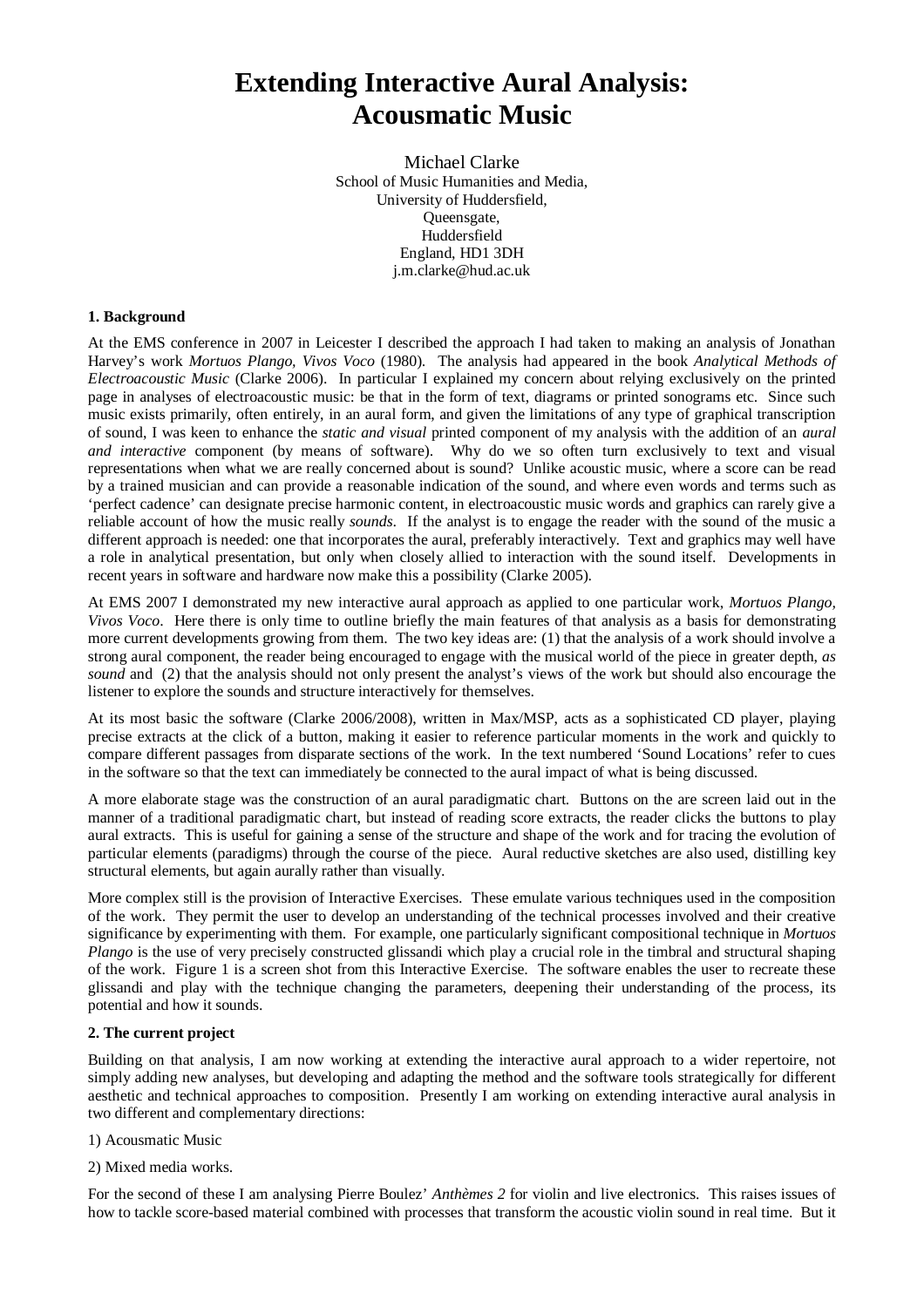# Extending Interactive Aural Analysis: Acousmatic Music

Michael Clarke
School of Music Humanities and Media,
University of Huddersfield,
Queensgate,
Huddersfield
England, HD1 3DH
j.m.clarke@hud.ac.uk

**1. Background**

At the EMS conference in 2007 in Leicester I described the approach I had taken to making an analysis of Jonathan Harvey's work *Mortuos Plango, Vivos Voco* (1980). The analysis had appeared in the book *Analytical Methods of Electroacoustic Music* (Clarke 2006). In particular I explained my concern about relying exclusively on the printed page in analyses of electroacoustic music: be that in the form of text, diagrams or printed sonograms etc. Since such music exists primarily, often entirely, in an aural form, and given the limitations of any type of graphical transcription of sound, I was keen to enhance the *static and visual* printed component of my analysis with the addition of an *aural and interactive* component (by means of software). Why do we so often turn exclusively to text and visual representations when what we are really concerned about is sound? Unlike acoustic music, where a score can be read by a trained musician and can provide a reasonable indication of the sound, and where even words and terms such as 'perfect cadence' can designate precise harmonic content, in electroacoustic music words and graphics can rarely give a reliable account of how the music really *sounds*. If the analyst is to engage the reader with the sound of the music a different approach is needed: one that incorporates the aural, preferably interactively. Text and graphics may well have a role in analytical presentation, but only when closely allied to interaction with the sound itself. Developments in recent years in software and hardware now make this a possibility (Clarke 2005).

At EMS 2007 I demonstrated my new interactive aural approach as applied to one particular work, *Mortuos Plango, Vivos Voco*. Here there is only time to outline briefly the main features of that analysis as a basis for demonstrating more current developments growing from them. The two key ideas are: (1) that the analysis of a work should involve a strong aural component, the reader being encouraged to engage with the musical world of the piece in greater depth, *as sound* and (2) that the analysis should not only present the analyst's views of the work but should also encourage the listener to explore the sounds and structure interactively for themselves.

At its most basic the software (Clarke 2006/2008), written in Max/MSP, acts as a sophisticated CD player, playing precise extracts at the click of a button, making it easier to reference particular moments in the work and quickly to compare different passages from disparate sections of the work. In the text numbered 'Sound Locations' refer to cues in the software so that the text can immediately be connected to the aural impact of what is being discussed.

A more elaborate stage was the construction of an aural paradigmatic chart. Buttons on the are screen laid out in the manner of a traditional paradigmatic chart, but instead of reading score extracts, the reader clicks the buttons to play aural extracts. This is useful for gaining a sense of the structure and shape of the work and for tracing the evolution of particular elements (paradigms) through the course of the piece. Aural reductive sketches are also used, distilling key structural elements, but again aurally rather than visually.

More complex still is the provision of Interactive Exercises. These emulate various techniques used in the composition of the work. They permit the user to develop an understanding of the technical processes involved and their creative significance by experimenting with them. For example, one particularly significant compositional technique in *Mortuos Plango* is the use of very precisely constructed glissandi which play a crucial role in the timbral and structural shaping of the work. Figure 1 is a screen shot from this Interactive Exercise. The software enables the user to recreate these glissandi and play with the technique changing the parameters, deepening their understanding of the process, its potential and how it sounds.

**2. The current project**

Building on that analysis, I am now working at extending the interactive aural approach to a wider repertoire, not simply adding new analyses, but developing and adapting the method and the software tools strategically for different aesthetic and technical approaches to composition. Presently I am working on extending interactive aural analysis in two different and complementary directions:

1) Acousmatic Music

2) Mixed media works.

For the second of these I am analysing Pierre Boulez' *Anthèmes 2* for violin and live electronics. This raises issues of how to tackle score-based material combined with processes that transform the acoustic violin sound in real time. But it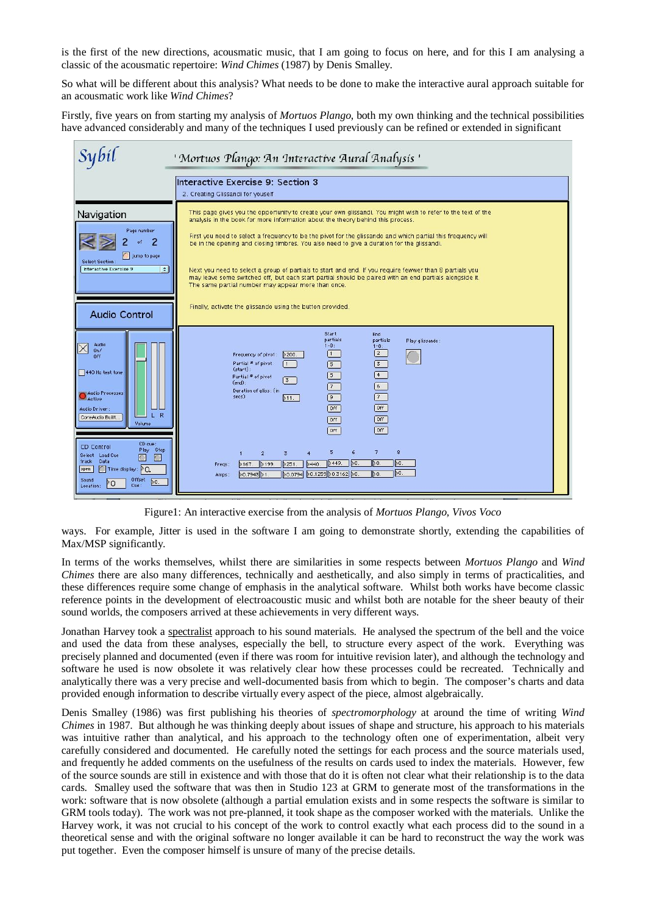is the first of the new directions, acousmatic music, that I am going to focus on here, and for this I am analysing a classic of the acousmatic repertoire: *Wind Chimes* (1987) by Denis Smalley.

So what will be different about this analysis? What needs to be done to make the interactive aural approach suitable for an acousmatic work like *Wind Chimes*?

Firstly, five years on from starting my analysis of *Mortuos Plango*, both my own thinking and the technical possibilities have advanced considerably and many of the techniques I used previously can be refined or extended in significant

Figure1: An interactive exercise from the analysis of *Mortuos Plango, Vivos Voco*

ways. For example, Jitter is used in the software I am going to demonstrate shortly, extending the capabilities of Max/MSP significantly.

In terms of the works themselves, whilst there are similarities in some respects between *Mortuos Plango* and *Wind Chimes* there are also many differences, technically and aesthetically, and also simply in terms of practicalities, and these differences require some change of emphasis in the analytical software. Whilst both works have become classic reference points in the development of electroacoustic music and whilst both are notable for the sheer beauty of their sound worlds, the composers arrived at these achievements in very different ways.

Jonathan Harvey took a spectralist approach to his sound materials. He analysed the spectrum of the bell and the voice and used the data from these analyses, especially the bell, to structure every aspect of the work. Everything was precisely planned and documented (even if there was room for intuitive revision later), and although the technology and software he used is now obsolete it was relatively clear how these processes could be recreated. Technically and analytically there was a very precise and well-documented basis from which to begin. The composer's charts and data provided enough information to describe virtually every aspect of the piece, almost algebraically.

Denis Smalley (1986) was first publishing his theories of *spectromorphology* at around the time of writing *Wind Chimes* in 1987. But although he was thinking deeply about issues of shape and structure, his approach to his materials was intuitive rather than analytical, and his approach to the technology often one of experimentation, albeit very carefully considered and documented. He carefully noted the settings for each process and the source materials used, and frequently he added comments on the usefulness of the results on cards used to index the materials. However, few of the source sounds are still in existence and with those that do it is often not clear what their relationship is to the data cards. Smalley used the software that was then in Studio 123 at GRM to generate most of the transformations in the work: software that is now obsolete (although a partial emulation exists and in some respects the software is similar to GRM tools today). The work was not pre-planned, it took shape as the composer worked with the materials. Unlike the Harvey work, it was not crucial to his concept of the work to control exactly what each process did to the sound in a theoretical sense and with the original software no longer available it can be hard to reconstruct the way the work was put together. Even the composer himself is unsure of many of the precise details.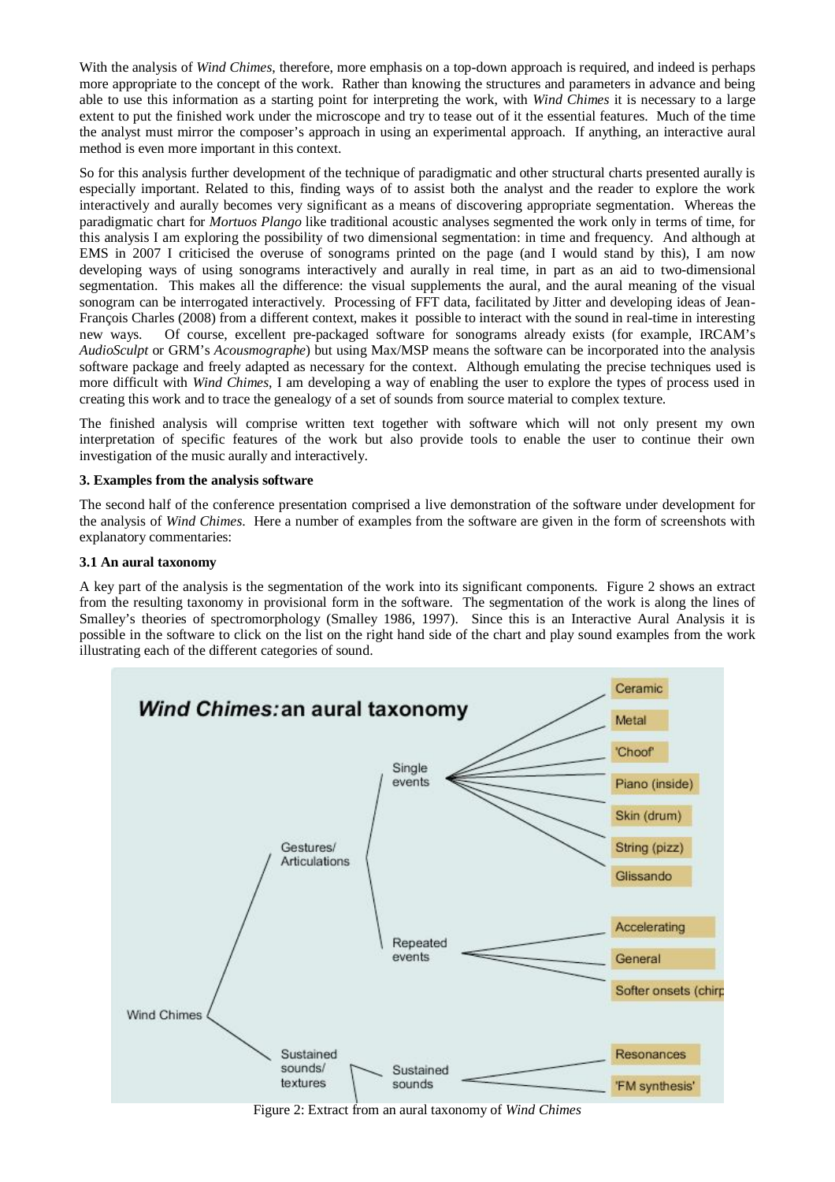With the analysis of *Wind Chimes*, therefore, more emphasis on a top-down approach is required, and indeed is perhaps more appropriate to the concept of the work. Rather than knowing the structures and parameters in advance and being able to use this information as a starting point for interpreting the work, with *Wind Chimes* it is necessary to a large extent to put the finished work under the microscope and try to tease out of it the essential features. Much of the time the analyst must mirror the composer's approach in using an experimental approach. If anything, an interactive aural method is even more important in this context.

So for this analysis further development of the technique of paradigmatic and other structural charts presented aurally is especially important. Related to this, finding ways of to assist both the analyst and the reader to explore the work interactively and aurally becomes very significant as a means of discovering appropriate segmentation. Whereas the paradigmatic chart for *Mortuos Plango* like traditional acoustic analyses segmented the work only in terms of time, for this analysis I am exploring the possibility of two dimensional segmentation: in time and frequency. And although at EMS in 2007 I criticised the overuse of sonograms printed on the page (and I would stand by this), I am now developing ways of using sonograms interactively and aurally in real time, in part as an aid to two-dimensional segmentation. This makes all the difference: the visual supplements the aural, and the aural meaning of the visual sonogram can be interrogated interactively. Processing of FFT data, facilitated by Jitter and developing ideas of Jean-François Charles (2008) from a different context, makes it possible to interact with the sound in real-time in interesting new ways. Of course, excellent pre-packaged software for sonograms already exists (for example, IRCAM's *AudioSculpt* or GRM's *Acousmographe*) but using Max/MSP means the software can be incorporated into the analysis software package and freely adapted as necessary for the context. Although emulating the precise techniques used is more difficult with *Wind Chimes*, I am developing a way of enabling the user to explore the types of process used in creating this work and to trace the genealogy of a set of sounds from source material to complex texture.

The finished analysis will comprise written text together with software which will not only present my own interpretation of specific features of the work but also provide tools to enable the user to continue their own investigation of the music aurally and interactively.

### 3. Examples from the analysis software

The second half of the conference presentation comprised a live demonstration of the software under development for the analysis of *Wind Chimes*. Here a number of examples from the software are given in the form of screenshots with explanatory commentaries:

#### 3.1 An aural taxonomy

A key part of the analysis is the segmentation of the work into its significant components. Figure 2 shows an extract from the resulting taxonomy in provisional form in the software. The segmentation of the work is along the lines of Smalley's theories of spectromorphology (Smalley 1986, 1997). Since this is an Interactive Aural Analysis it is possible in the software to click on the list on the right hand side of the chart and play sound examples from the work illustrating each of the different categories of sound.

Figure 2: Extract from an aural taxonomy of *Wind Chimes*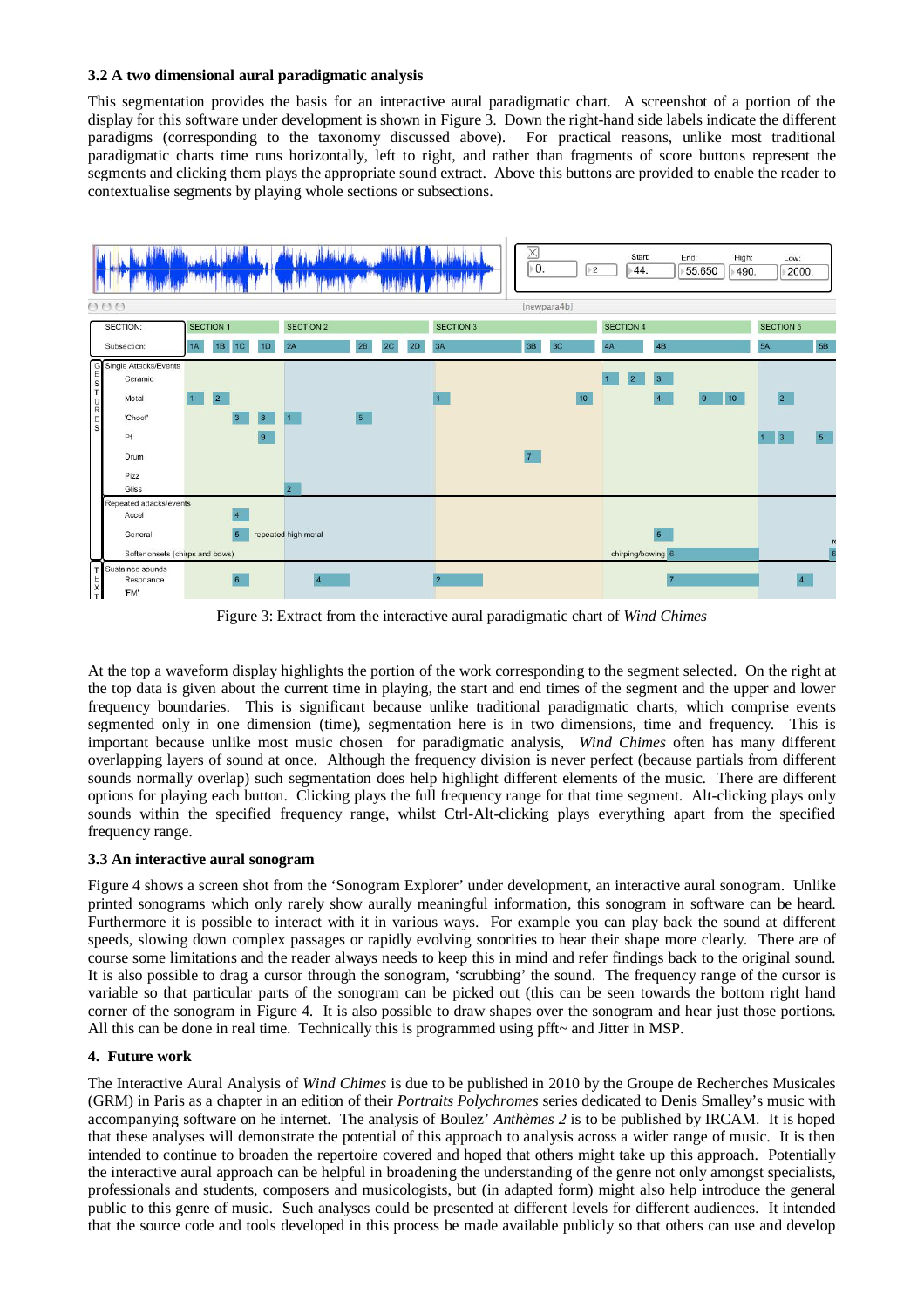### 3.2 A two dimensional aural paradigmatic analysis

This segmentation provides the basis for an interactive aural paradigmatic chart. A screenshot of a portion of the display for this software under development is shown in Figure 3. Down the right-hand side labels indicate the different paradigms (corresponding to the taxonomy discussed above). For practical reasons, unlike most traditional paradigmatic charts time runs horizontally, left to right, and rather than fragments of score buttons represent the segments and clicking them plays the appropriate sound extract. Above this buttons are provided to enable the reader to contextualise segments by playing whole sections or subsections.

Figure 3: Extract from the interactive aural paradigmatic chart of *Wind Chimes*

At the top a waveform display highlights the portion of the work corresponding to the segment selected. On the right at the top data is given about the current time in playing, the start and end times of the segment and the upper and lower frequency boundaries. This is significant because unlike traditional paradigmatic charts, which comprise events segmented only in one dimension (time), segmentation here is in two dimensions, time and frequency. This is important because unlike most music chosen for paradigmatic analysis, *Wind Chimes* often has many different overlapping layers of sound at once. Although the frequency division is never perfect (because partials from different sounds normally overlap) such segmentation does help highlight different elements of the music. There are different options for playing each button. Clicking plays the full frequency range for that time segment. Alt-clicking plays only sounds within the specified frequency range, whilst Ctrl-Alt-clicking plays everything apart from the specified frequency range.

### 3.3 An interactive aural sonogram

Figure 4 shows a screen shot from the 'Sonogram Explorer' under development, an interactive aural sonogram. Unlike printed sonograms which only rarely show aurally meaningful information, this sonogram in software can be heard. Furthermore it is possible to interact with it in various ways. For example you can play back the sound at different speeds, slowing down complex passages or rapidly evolving sonorities to hear their shape more clearly. There are of course some limitations and the reader always needs to keep this in mind and refer findings back to the original sound. It is also possible to drag a cursor through the sonogram, 'scrubbing' the sound. The frequency range of the cursor is variable so that particular parts of the sonogram can be picked out (this can be seen towards the bottom right hand corner of the sonogram in Figure 4. It is also possible to draw shapes over the sonogram and hear just those portions. All this can be done in real time. Technically this is programmed using pfft~ and Jitter in MSP.

## 4. Future work

The Interactive Aural Analysis of *Wind Chimes* is due to be published in 2010 by the Groupe de Recherches Musicales (GRM) in Paris as a chapter in an edition of their *Portraits Polychromes* series dedicated to Denis Smalley's music with accompanying software on he internet. The analysis of Boulez' *Anthèmes 2* is to be published by IRCAM. It is hoped that these analyses will demonstrate the potential of this approach to analysis across a wider range of music. It is then intended to continue to broaden the repertoire covered and hoped that others might take up this approach. Potentially the interactive aural approach can be helpful in broadening the understanding of the genre not only amongst specialists, professionals and students, composers and musicologists, but (in adapted form) might also help introduce the general public to this genre of music. Such analyses could be presented at different levels for different audiences. It intended that the source code and tools developed in this process be made available publicly so that others can use and develop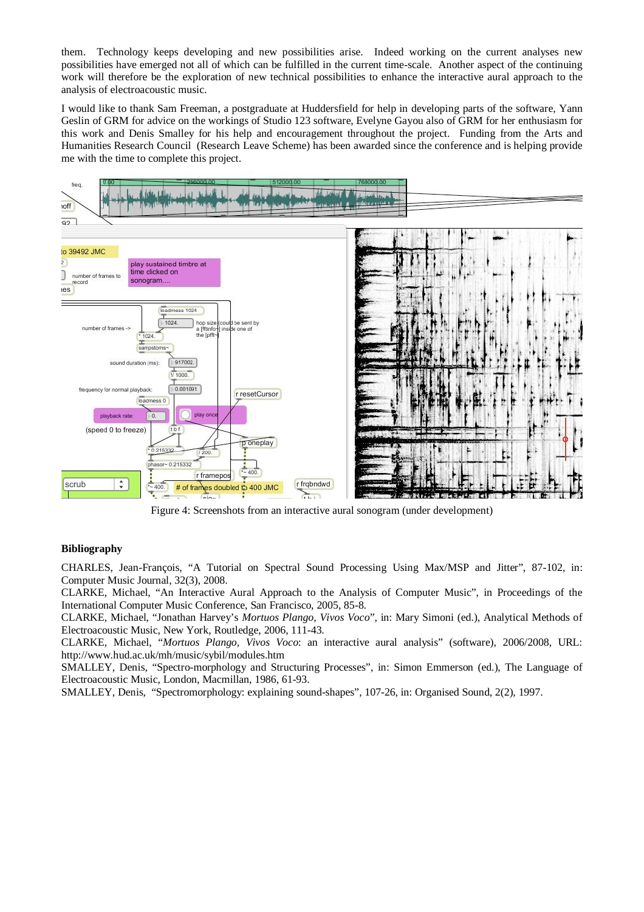them. Technology keeps developing and new possibilities arise. Indeed working on the current analyses new possibilities have emerged not all of which can be fulfilled in the current time-scale. Another aspect of the continuing work will therefore be the exploration of new technical possibilities to enhance the interactive aural approach to the analysis of electroacoustic music.

I would like to thank Sam Freeman, a postgraduate at Huddersfield for help in developing parts of the software, Yann Geslin of GRM for advice on the workings of Studio 123 software, Evelyne Gayou also of GRM for her enthusiasm for this work and Denis Smalley for his help and encouragement throughout the project. Funding from the Arts and Humanities Research Council (Research Leave Scheme) has been awarded since the conference and is helping provide me with the time to complete this project.

Figure 4: Screenshots from an interactive aural sonogram (under development)

### Bibliography

CHARLES, Jean-François, "A Tutorial on Spectral Sound Processing Using Max/MSP and Jitter", 87-102, in: Computer Music Journal, 32(3), 2008.

CLARKE, Michael, "An Interactive Aural Approach to the Analysis of Computer Music", in Proceedings of the International Computer Music Conference, San Francisco, 2005, 85-8.

CLARKE, Michael, "Jonathan Harvey's *Mortuos Plango, Vivos Voco*", in: Mary Simoni (ed.), Analytical Methods of Electroacoustic Music, New York, Routledge, 2006, 111-43.

CLARKE, Michael, "*Mortuos Plango, Vivos Voco*: an interactive aural analysis" (software), 2006/2008, URL: http://www.hud.ac.uk/mh/music/sybil/modules.htm

SMALLEY, Denis, "Spectro-morphology and Structuring Processes", in: Simon Emmerson (ed.), The Language of Electroacoustic Music, London, Macmillan, 1986, 61-93.

SMALLEY, Denis, "Spectromorphology: explaining sound-shapes", 107-26, in: Organised Sound, 2(2), 1997.